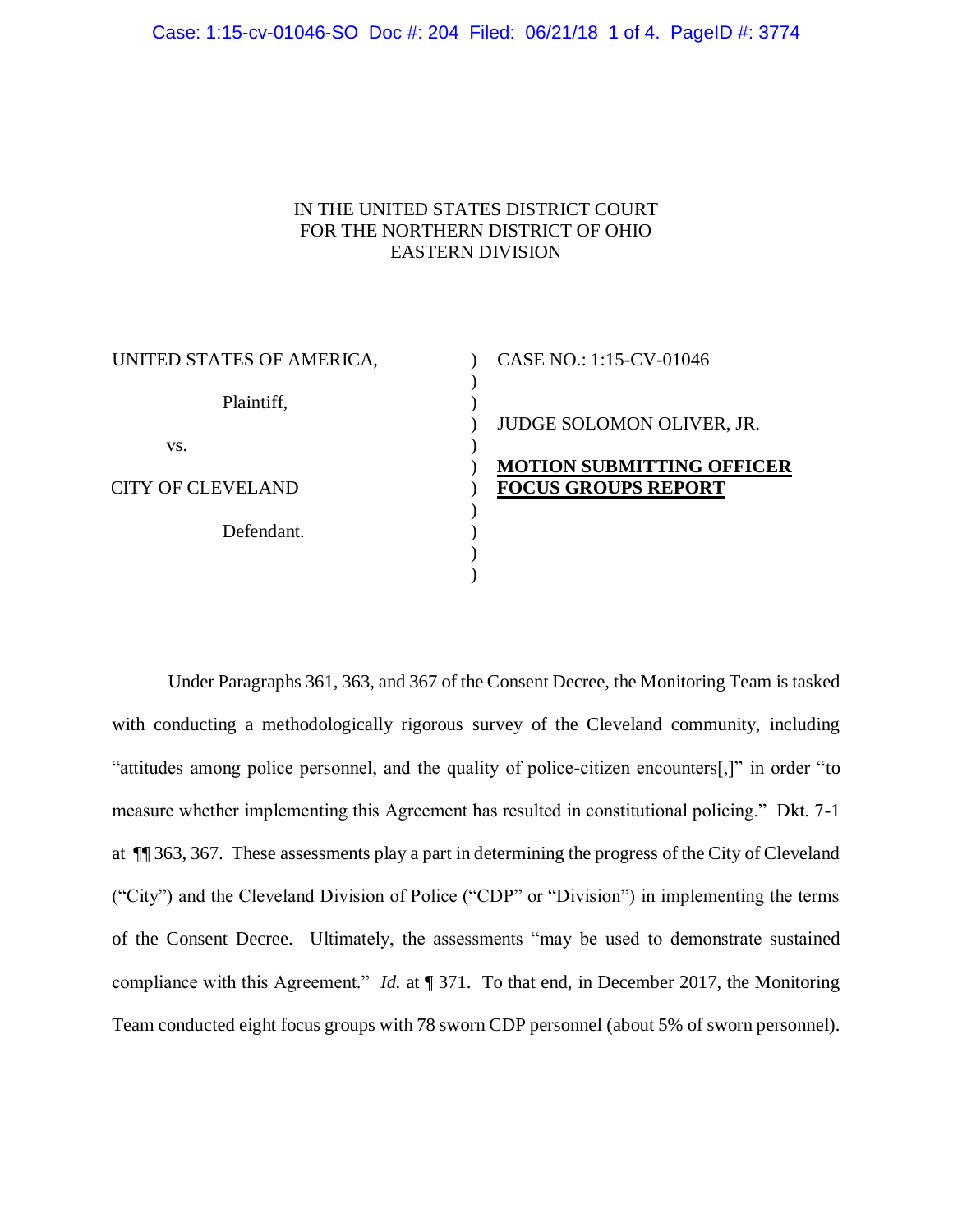IN THE UNITED STATES DISTRICT COURT
FOR THE NORTHERN DISTRICT OF OHIO
EASTERN DIVISION

| | | |
|---|---|---|
| UNITED STATES OF AMERICA, | ) | CASE NO.: 1:15-CV-01046 |
| Plaintiff, | ) | |
| vs. | ) | JUDGE SOLOMON OLIVER, JR. |
| CITY OF CLEVELAND | ) | **MOTION SUBMITTING OFFICER FOCUS GROUPS REPORT** |
| Defendant. | ) | |

Under Paragraphs 361, 363, and 367 of the Consent Decree, the Monitoring Team is tasked with conducting a methodologically rigorous survey of the Cleveland community, including "attitudes among police personnel, and the quality of police-citizen encounters[,]" in order "to measure whether implementing this Agreement has resulted in constitutional policing." Dkt. 7-1 at ¶¶ 363, 367. These assessments play a part in determining the progress of the City of Cleveland ("City") and the Cleveland Division of Police ("CDP" or "Division") in implementing the terms of the Consent Decree. Ultimately, the assessments "may be used to demonstrate sustained compliance with this Agreement." *Id.* at ¶ 371. To that end, in December 2017, the Monitoring Team conducted eight focus groups with 78 sworn CDP personnel (about 5% of sworn personnel).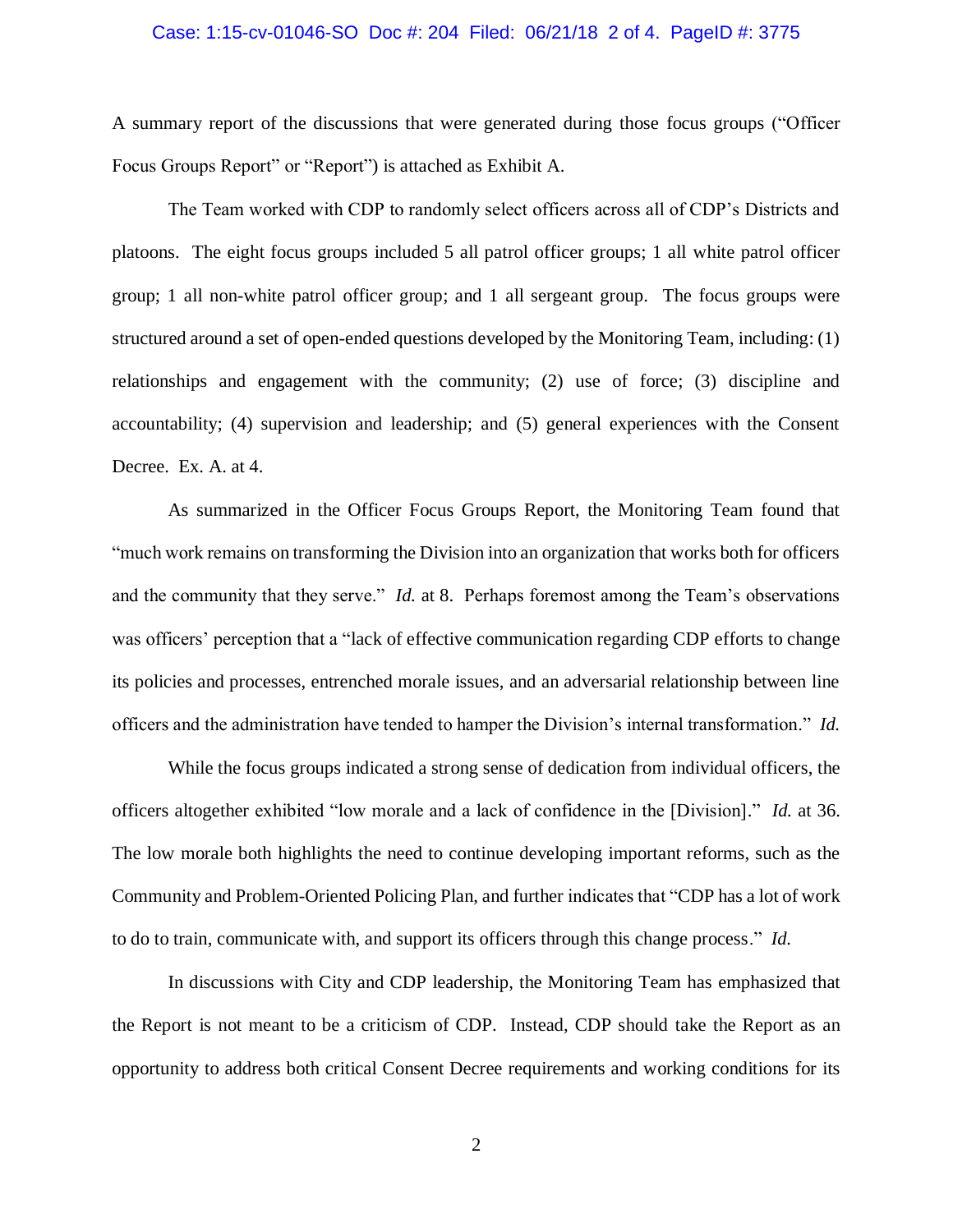A summary report of the discussions that were generated during those focus groups ("Officer Focus Groups Report" or "Report") is attached as Exhibit A.

The Team worked with CDP to randomly select officers across all of CDP's Districts and platoons. The eight focus groups included 5 all patrol officer groups; 1 all white patrol officer group; 1 all non-white patrol officer group; and 1 all sergeant group. The focus groups were structured around a set of open-ended questions developed by the Monitoring Team, including: (1) relationships and engagement with the community; (2) use of force; (3) discipline and accountability; (4) supervision and leadership; and (5) general experiences with the Consent Decree. Ex. A. at 4.

As summarized in the Officer Focus Groups Report, the Monitoring Team found that "much work remains on transforming the Division into an organization that works both for officers and the community that they serve." *Id.* at 8. Perhaps foremost among the Team's observations was officers' perception that a "lack of effective communication regarding CDP efforts to change its policies and processes, entrenched morale issues, and an adversarial relationship between line officers and the administration have tended to hamper the Division's internal transformation." *Id.*

While the focus groups indicated a strong sense of dedication from individual officers, the officers altogether exhibited "low morale and a lack of confidence in the [Division]." *Id.* at 36. The low morale both highlights the need to continue developing important reforms, such as the Community and Problem-Oriented Policing Plan, and further indicates that "CDP has a lot of work to do to train, communicate with, and support its officers through this change process." *Id.*

In discussions with City and CDP leadership, the Monitoring Team has emphasized that the Report is not meant to be a criticism of CDP. Instead, CDP should take the Report as an opportunity to address both critical Consent Decree requirements and working conditions for its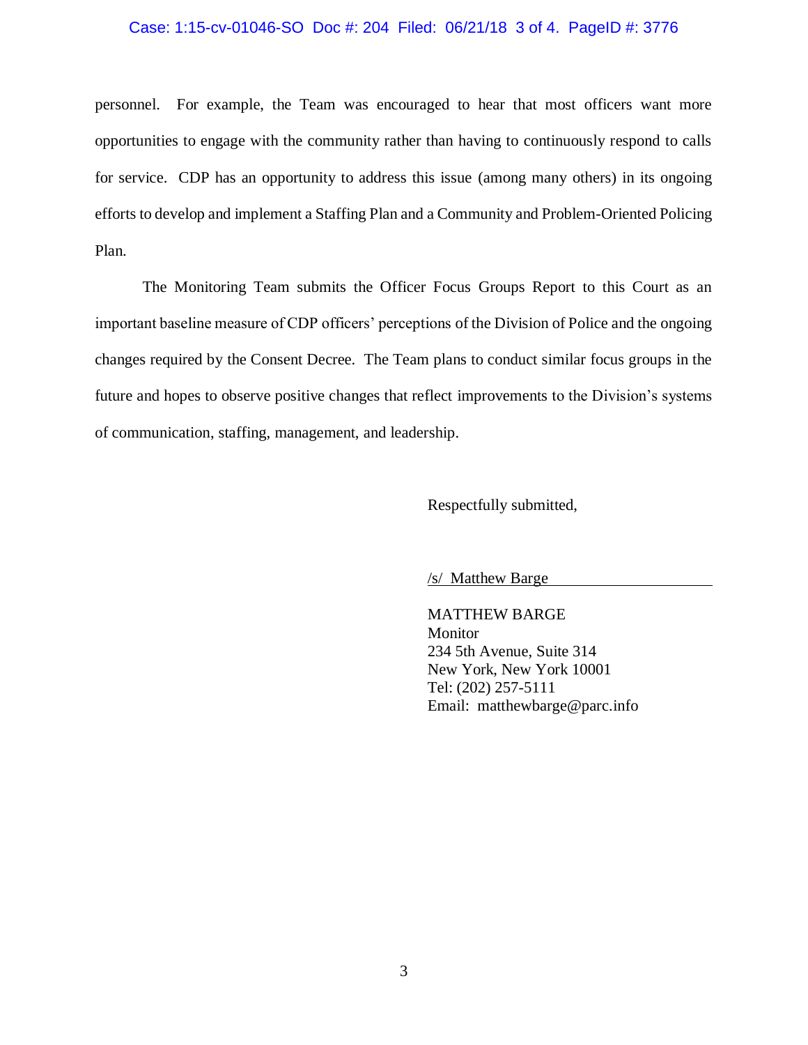personnel. For example, the Team was encouraged to hear that most officers want more opportunities to engage with the community rather than having to continuously respond to calls for service. CDP has an opportunity to address this issue (among many others) in its ongoing efforts to develop and implement a Staffing Plan and a Community and Problem-Oriented Policing Plan.

The Monitoring Team submits the Officer Focus Groups Report to this Court as an important baseline measure of CDP officers' perceptions of the Division of Police and the ongoing changes required by the Consent Decree. The Team plans to conduct similar focus groups in the future and hopes to observe positive changes that reflect improvements to the Division's systems of communication, staffing, management, and leadership.

Respectfully submitted,

/s/ Matthew Barge

MATTHEW BARGE
Monitor
234 5th Avenue, Suite 314
New York, New York 10001
Tel: (202) 257-5111
Email: matthewbarge@parc.info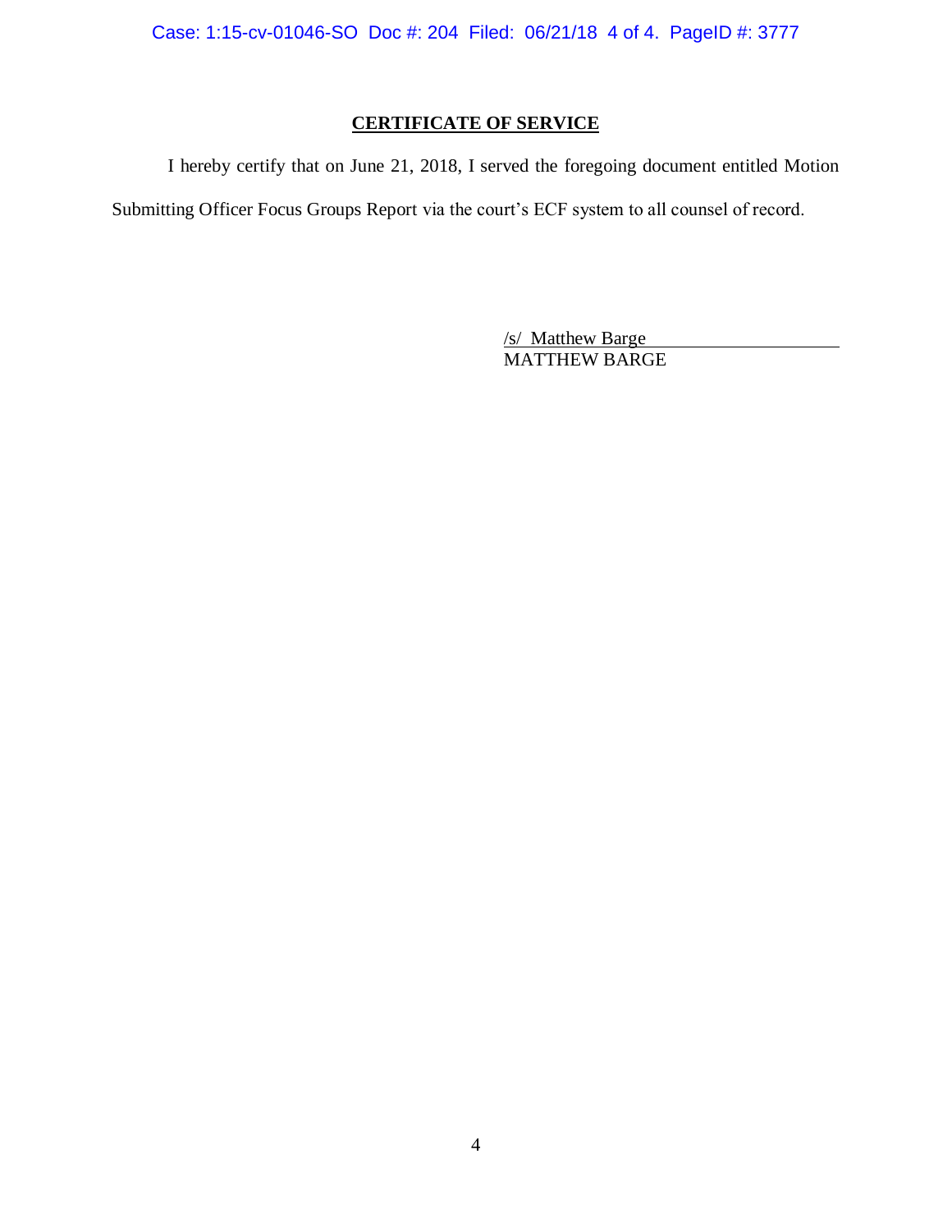## CERTIFICATE OF SERVICE

I hereby certify that on June 21, 2018, I served the foregoing document entitled Motion Submitting Officer Focus Groups Report via the court's ECF system to all counsel of record.

/s/ Matthew Barge
MATTHEW BARGE